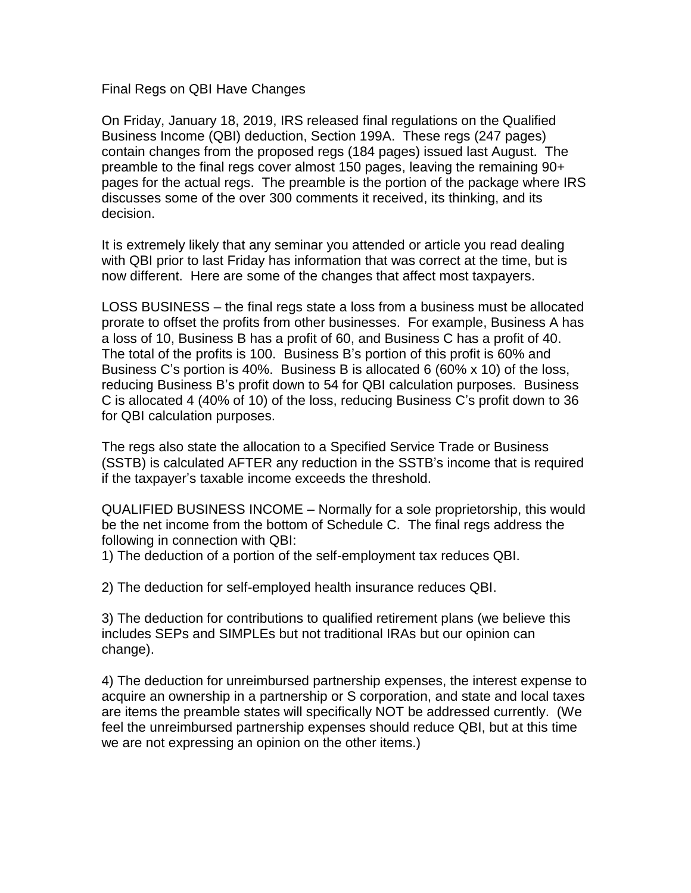# Final Regs on QBI Have Changes

On Friday, January 18, 2019, IRS released final regulations on the Qualified Business Income (QBI) deduction, Section 199A. These regs (247 pages) contain changes from the proposed regs (184 pages) issued last August. The preamble to the final regs cover almost 150 pages, leaving the remaining 90+ pages for the actual regs. The preamble is the portion of the package where IRS discusses some of the over 300 comments it received, its thinking, and its decision.

It is extremely likely that any seminar you attended or article you read dealing with QBI prior to last Friday has information that was correct at the time, but is now different. Here are some of the changes that affect most taxpayers.

LOSS BUSINESS – the final regs state a loss from a business must be allocated prorate to offset the profits from other businesses. For example, Business A has a loss of 10, Business B has a profit of 60, and Business C has a profit of 40. The total of the profits is 100. Business B's portion of this profit is 60% and Business C's portion is 40%. Business B is allocated 6 (60% x 10) of the loss, reducing Business B's profit down to 54 for QBI calculation purposes. Business C is allocated 4 (40% of 10) of the loss, reducing Business C's profit down to 36 for QBI calculation purposes.

The regs also state the allocation to a Specified Service Trade or Business (SSTB) is calculated AFTER any reduction in the SSTB's income that is required if the taxpayer's taxable income exceeds the threshold.

QUALIFIED BUSINESS INCOME – Normally for a sole proprietorship, this would be the net income from the bottom of Schedule C. The final regs address the following in connection with QBI:

1) The deduction of a portion of the self-employment tax reduces QBI.

2) The deduction for self-employed health insurance reduces QBI.

3) The deduction for contributions to qualified retirement plans (we believe this includes SEPs and SIMPLEs but not traditional IRAs but our opinion can change).

4) The deduction for unreimbursed partnership expenses, the interest expense to acquire an ownership in a partnership or S corporation, and state and local taxes are items the preamble states will specifically NOT be addressed currently. (We feel the unreimbursed partnership expenses should reduce QBI, but at this time we are not expressing an opinion on the other items.)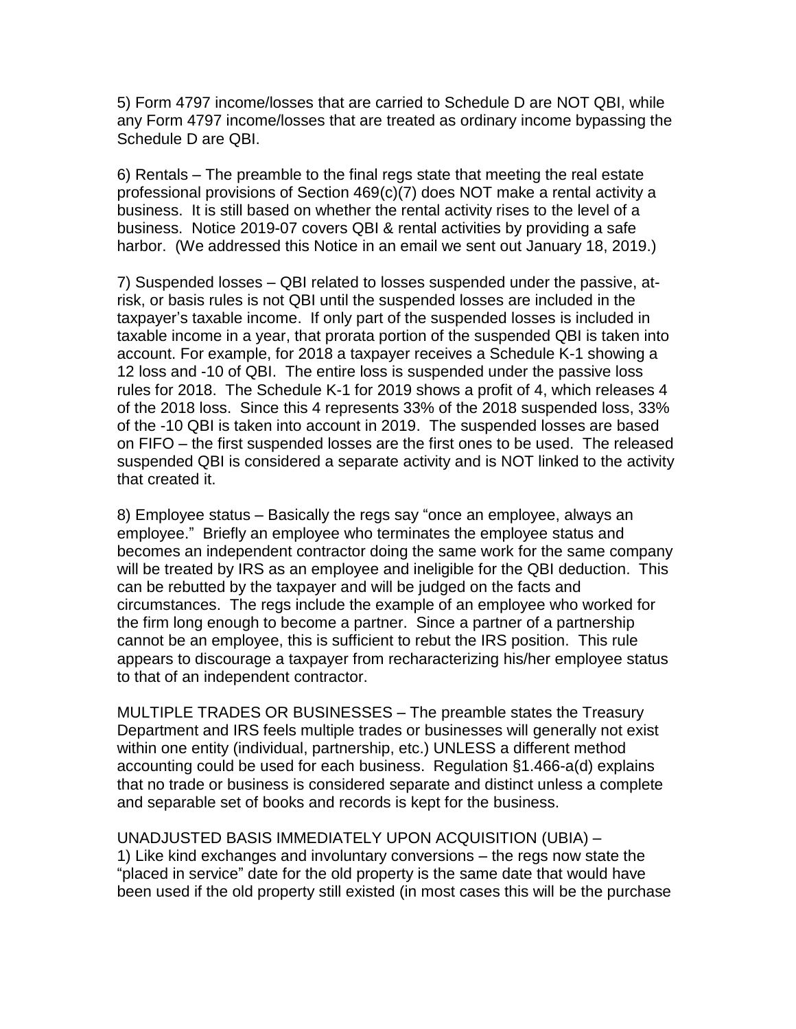5) Form 4797 income/losses that are carried to Schedule D are NOT QBI, while any Form 4797 income/losses that are treated as ordinary income bypassing the Schedule D are QBI.

6) Rentals – The preamble to the final regs state that meeting the real estate professional provisions of Section 469(c)(7) does NOT make a rental activity a business. It is still based on whether the rental activity rises to the level of a business. Notice 2019-07 covers QBI & rental activities by providing a safe harbor. (We addressed this Notice in an email we sent out January 18, 2019.)

7) Suspended losses – QBI related to losses suspended under the passive, at-risk, or basis rules is not QBI until the suspended losses are included in the taxpayer's taxable income. If only part of the suspended losses is included in taxable income in a year, that prorata portion of the suspended QBI is taken into account. For example, for 2018 a taxpayer receives a Schedule K-1 showing a 12 loss and -10 of QBI. The entire loss is suspended under the passive loss rules for 2018. The Schedule K-1 for 2019 shows a profit of 4, which releases 4 of the 2018 loss. Since this 4 represents 33% of the 2018 suspended loss, 33% of the -10 QBI is taken into account in 2019. The suspended losses are based on FIFO – the first suspended losses are the first ones to be used. The released suspended QBI is considered a separate activity and is NOT linked to the activity that created it.

8) Employee status – Basically the regs say "once an employee, always an employee." Briefly an employee who terminates the employee status and becomes an independent contractor doing the same work for the same company will be treated by IRS as an employee and ineligible for the QBI deduction. This can be rebutted by the taxpayer and will be judged on the facts and circumstances. The regs include the example of an employee who worked for the firm long enough to become a partner. Since a partner of a partnership cannot be an employee, this is sufficient to rebut the IRS position. This rule appears to discourage a taxpayer from recharacterizing his/her employee status to that of an independent contractor.

MULTIPLE TRADES OR BUSINESSES – The preamble states the Treasury Department and IRS feels multiple trades or businesses will generally not exist within one entity (individual, partnership, etc.) UNLESS a different method accounting could be used for each business. Regulation §1.466-a(d) explains that no trade or business is considered separate and distinct unless a complete and separable set of books and records is kept for the business.

UNADJUSTED BASIS IMMEDIATELY UPON ACQUISITION (UBIA) –

1) Like kind exchanges and involuntary conversions – the regs now state the "placed in service" date for the old property is the same date that would have been used if the old property still existed (in most cases this will be the purchase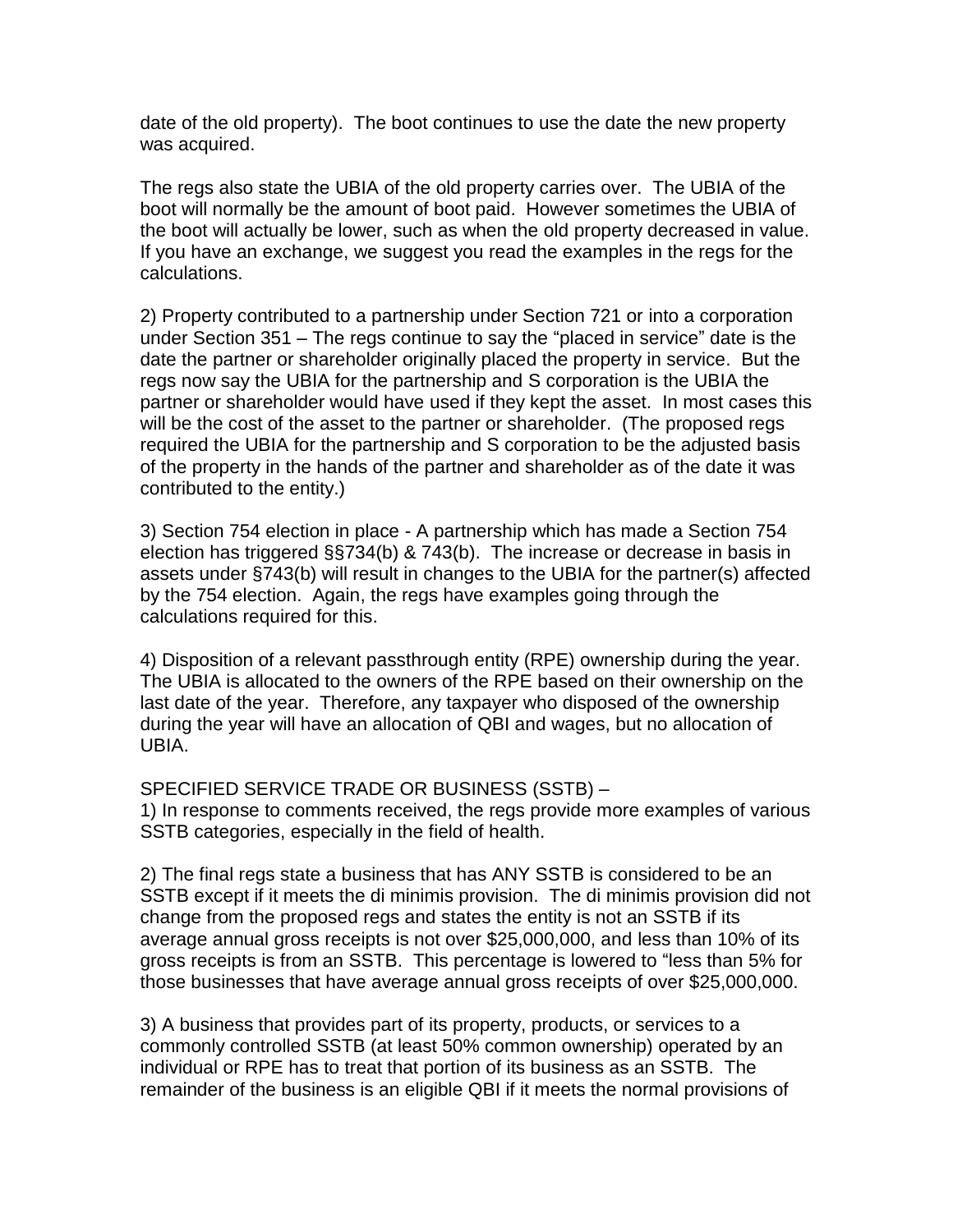date of the old property). The boot continues to use the date the new property was acquired.

The regs also state the UBIA of the old property carries over. The UBIA of the boot will normally be the amount of boot paid. However sometimes the UBIA of the boot will actually be lower, such as when the old property decreased in value. If you have an exchange, we suggest you read the examples in the regs for the calculations.

2) Property contributed to a partnership under Section 721 or into a corporation under Section 351 – The regs continue to say the "placed in service" date is the date the partner or shareholder originally placed the property in service. But the regs now say the UBIA for the partnership and S corporation is the UBIA the partner or shareholder would have used if they kept the asset. In most cases this will be the cost of the asset to the partner or shareholder. (The proposed regs required the UBIA for the partnership and S corporation to be the adjusted basis of the property in the hands of the partner and shareholder as of the date it was contributed to the entity.)

3) Section 754 election in place - A partnership which has made a Section 754 election has triggered §§734(b) & 743(b). The increase or decrease in basis in assets under §743(b) will result in changes to the UBIA for the partner(s) affected by the 754 election. Again, the regs have examples going through the calculations required for this.

4) Disposition of a relevant passthrough entity (RPE) ownership during the year. The UBIA is allocated to the owners of the RPE based on their ownership on the last date of the year. Therefore, any taxpayer who disposed of the ownership during the year will have an allocation of QBI and wages, but no allocation of UBIA.

SPECIFIED SERVICE TRADE OR BUSINESS (SSTB) –

1) In response to comments received, the regs provide more examples of various SSTB categories, especially in the field of health.

2) The final regs state a business that has ANY SSTB is considered to be an SSTB except if it meets the di minimis provision. The di minimis provision did not change from the proposed regs and states the entity is not an SSTB if its average annual gross receipts is not over $25,000,000, and less than 10% of its gross receipts is from an SSTB. This percentage is lowered to "less than 5% for those businesses that have average annual gross receipts of over $25,000,000.

3) A business that provides part of its property, products, or services to a commonly controlled SSTB (at least 50% common ownership) operated by an individual or RPE has to treat that portion of its business as an SSTB. The remainder of the business is an eligible QBI if it meets the normal provisions of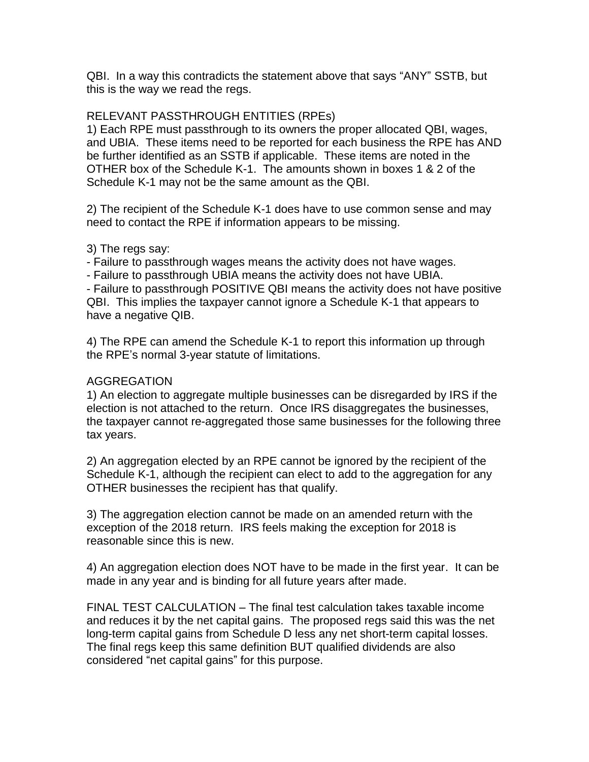QBI. In a way this contradicts the statement above that says "ANY" SSTB, but this is the way we read the regs.

RELEVANT PASSTHROUGH ENTITIES (RPEs)

1) Each RPE must passthrough to its owners the proper allocated QBI, wages, and UBIA. These items need to be reported for each business the RPE has AND be further identified as an SSTB if applicable. These items are noted in the OTHER box of the Schedule K-1. The amounts shown in boxes 1 & 2 of the Schedule K-1 may not be the same amount as the QBI.

2) The recipient of the Schedule K-1 does have to use common sense and may need to contact the RPE if information appears to be missing.

3) The regs say:
- Failure to passthrough wages means the activity does not have wages.
- Failure to passthrough UBIA means the activity does not have UBIA.
- Failure to passthrough POSITIVE QBI means the activity does not have positive QBI. This implies the taxpayer cannot ignore a Schedule K-1 that appears to have a negative QIB.

4) The RPE can amend the Schedule K-1 to report this information up through the RPE's normal 3-year statute of limitations.

AGGREGATION

1) An election to aggregate multiple businesses can be disregarded by IRS if the election is not attached to the return. Once IRS disaggregates the businesses, the taxpayer cannot re-aggregated those same businesses for the following three tax years.

2) An aggregation elected by an RPE cannot be ignored by the recipient of the Schedule K-1, although the recipient can elect to add to the aggregation for any OTHER businesses the recipient has that qualify.

3) The aggregation election cannot be made on an amended return with the exception of the 2018 return. IRS feels making the exception for 2018 is reasonable since this is new.

4) An aggregation election does NOT have to be made in the first year. It can be made in any year and is binding for all future years after made.

FINAL TEST CALCULATION – The final test calculation takes taxable income and reduces it by the net capital gains. The proposed regs said this was the net long-term capital gains from Schedule D less any net short-term capital losses. The final regs keep this same definition BUT qualified dividends are also considered "net capital gains" for this purpose.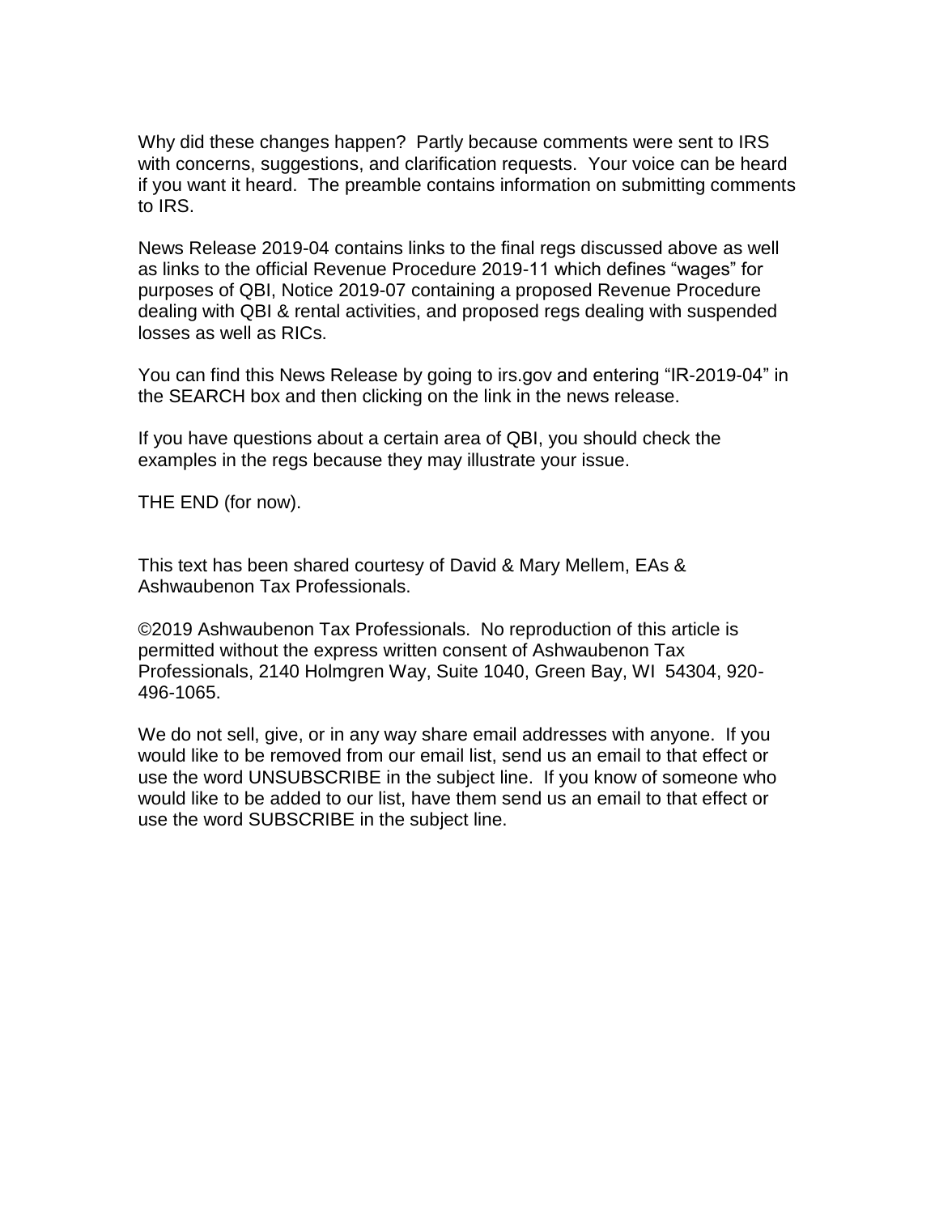Why did these changes happen? Partly because comments were sent to IRS with concerns, suggestions, and clarification requests. Your voice can be heard if you want it heard. The preamble contains information on submitting comments to IRS.

News Release 2019-04 contains links to the final regs discussed above as well as links to the official Revenue Procedure 2019-11 which defines "wages" for purposes of QBI, Notice 2019-07 containing a proposed Revenue Procedure dealing with QBI & rental activities, and proposed regs dealing with suspended losses as well as RICs.

You can find this News Release by going to irs.gov and entering "IR-2019-04" in the SEARCH box and then clicking on the link in the news release.

If you have questions about a certain area of QBI, you should check the examples in the regs because they may illustrate your issue.

THE END (for now).

This text has been shared courtesy of David & Mary Mellem, EAs & Ashwaubenon Tax Professionals.

©2019 Ashwaubenon Tax Professionals. No reproduction of this article is permitted without the express written consent of Ashwaubenon Tax Professionals, 2140 Holmgren Way, Suite 1040, Green Bay, WI 54304, 920-496-1065.

We do not sell, give, or in any way share email addresses with anyone. If you would like to be removed from our email list, send us an email to that effect or use the word UNSUBSCRIBE in the subject line. If you know of someone who would like to be added to our list, have them send us an email to that effect or use the word SUBSCRIBE in the subject line.